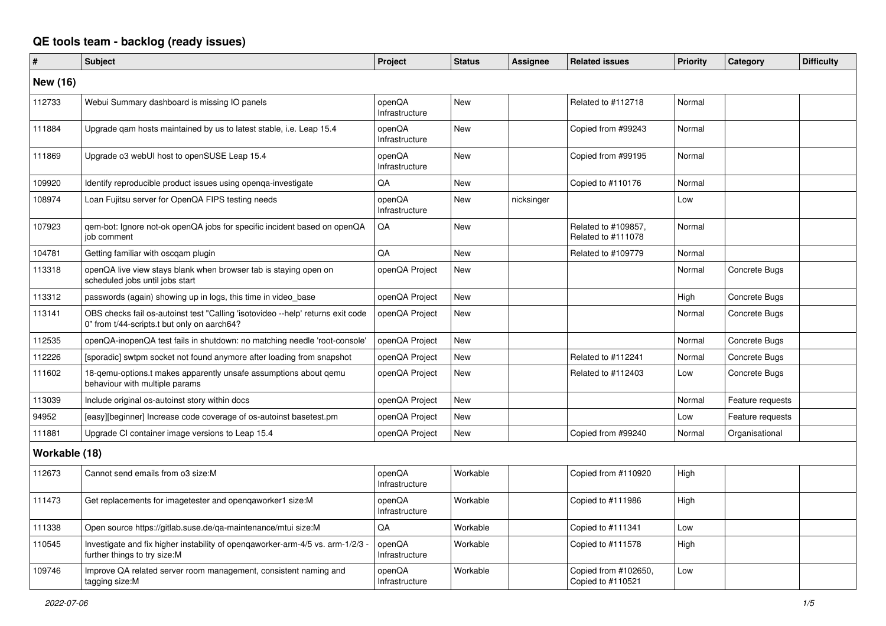# QE tools team - backlog (ready issues)

| # | Subject | Project | Status | Assignee | Related issues | Priority | Category | Difficulty |
|---|---|---|---|---|---|---|---|---|
| **New (16)** | | | | | | | | |
| 112733 | Webui Summary dashboard is missing IO panels | openQA Infrastructure | New | | Related to #112718 | Normal | | |
| 111884 | Upgrade qam hosts maintained by us to latest stable, i.e. Leap 15.4 | openQA Infrastructure | New | | Copied from #99243 | Normal | | |
| 111869 | Upgrade o3 webUI host to openSUSE Leap 15.4 | openQA Infrastructure | New | | Copied from #99195 | Normal | | |
| 109920 | Identify reproducible product issues using openqa-investigate | QA | New | | Copied to #110176 | Normal | | |
| 108974 | Loan Fujitsu server for OpenQA FIPS testing needs | openQA Infrastructure | New | nicksinger | | Low | | |
| 107923 | qem-bot: Ignore not-ok openQA jobs for specific incident based on openQA job comment | QA | New | | Related to #109857, Related to #111078 | Normal | | |
| 104781 | Getting familiar with oscqam plugin | QA | New | | Related to #109779 | Normal | | |
| 113318 | openQA live view stays blank when browser tab is staying open on scheduled jobs until jobs start | openQA Project | New | | | Normal | Concrete Bugs | |
| 113312 | passwords (again) showing up in logs, this time in video_base | openQA Project | New | | | High | Concrete Bugs | |
| 113141 | OBS checks fail os-autoinst test "Calling 'isotovideo --help' returns exit code 0" from t/44-scripts.t but only on aarch64? | openQA Project | New | | | Normal | Concrete Bugs | |
| 112535 | openQA-inopenQA test fails in shutdown: no matching needle 'root-console' | openQA Project | New | | | Normal | Concrete Bugs | |
| 112226 | [sporadic] swtpm socket not found anymore after loading from snapshot | openQA Project | New | | Related to #112241 | Normal | Concrete Bugs | |
| 111602 | 18-qemu-options.t makes apparently unsafe assumptions about qemu behaviour with multiple params | openQA Project | New | | Related to #112403 | Low | Concrete Bugs | |
| 113039 | Include original os-autoinst story within docs | openQA Project | New | | | Normal | Feature requests | |
| 94952 | [easy][beginner] Increase code coverage of os-autoinst basetest.pm | openQA Project | New | | | Low | Feature requests | |
| 111881 | Upgrade CI container image versions to Leap 15.4 | openQA Project | New | | Copied from #99240 | Normal | Organisational | |
| **Workable (18)** | | | | | | | | |
| 112673 | Cannot send emails from o3 size:M | openQA Infrastructure | Workable | | Copied from #110920 | High | | |
| 111473 | Get replacements for imagetester and openqaworker1 size:M | openQA Infrastructure | Workable | | Copied to #111986 | High | | |
| 111338 | Open source https://gitlab.suse.de/qa-maintenance/mtui size:M | QA | Workable | | Copied to #111341 | Low | | |
| 110545 | Investigate and fix higher instability of openqaworker-arm-4/5 vs. arm-1/2/3 - further things to try size:M | openQA Infrastructure | Workable | | Copied to #111578 | High | | |
| 109746 | Improve QA related server room management, consistent naming and tagging size:M | openQA Infrastructure | Workable | | Copied from #102650, Copied to #110521 | Low | | |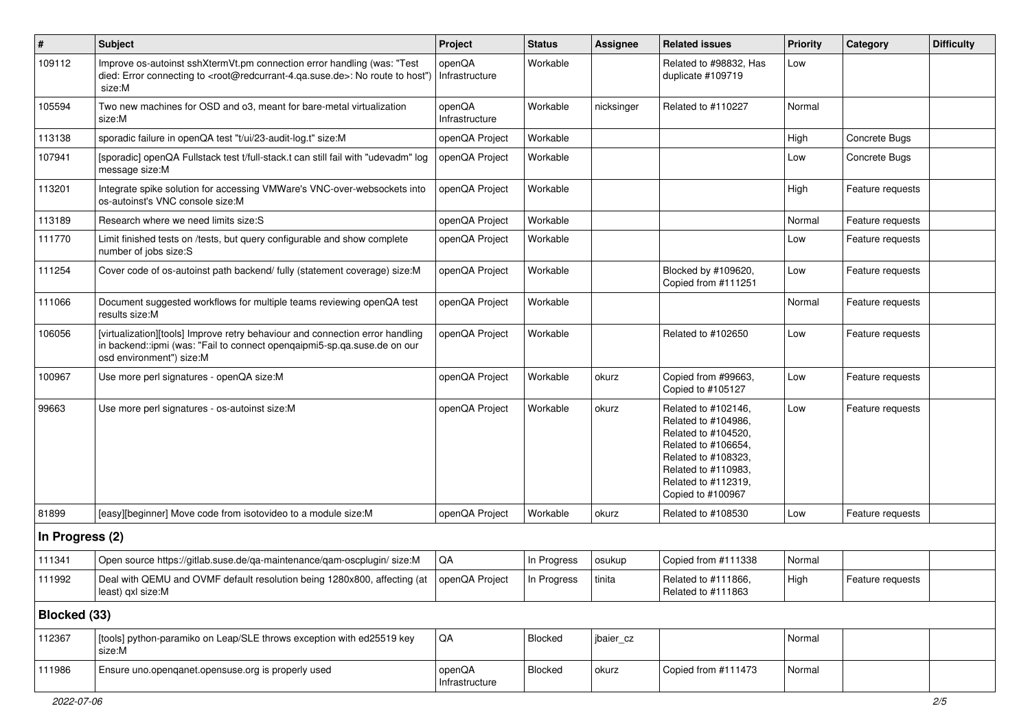| # | Subject | Project | Status | Assignee | Related issues | Priority | Category | Difficulty |
|---|---|---|---|---|---|---|---|---|
| 109112 | Improve os-autoinst sshXtermVt.pm connection error handling (was: "Test died: Error connecting to <root@redcurrant-4.qa.suse.de>: No route to host") size:M | openQA Infrastructure | Workable | | Related to #98832, Has duplicate #109719 | Low | | |
| 105594 | Two new machines for OSD and o3, meant for bare-metal virtualization size:M | openQA Infrastructure | Workable | nicksinger | Related to #110227 | Normal | | |
| 113138 | sporadic failure in openQA test "t/ui/23-audit-log.t" size:M | openQA Project | Workable | | | High | Concrete Bugs | |
| 107941 | [sporadic] openQA Fullstack test t/full-stack.t can still fail with "udevadm" log message size:M | openQA Project | Workable | | | Low | Concrete Bugs | |
| 113201 | Integrate spike solution for accessing VMWare's VNC-over-websockets into os-autoinst's VNC console size:M | openQA Project | Workable | | | High | Feature requests | |
| 113189 | Research where we need limits size:S | openQA Project | Workable | | | Normal | Feature requests | |
| 111770 | Limit finished tests on /tests, but query configurable and show complete number of jobs size:S | openQA Project | Workable | | | Low | Feature requests | |
| 111254 | Cover code of os-autoinst path backend/ fully (statement coverage) size:M | openQA Project | Workable | | Blocked by #109620, Copied from #111251 | Low | Feature requests | |
| 111066 | Document suggested workflows for multiple teams reviewing openQA test results size:M | openQA Project | Workable | | | Normal | Feature requests | |
| 106056 | [virtualization][tools] Improve retry behaviour and connection error handling in backend::ipmi (was: "Fail to connect openqaipmi5-sp.qa.suse.de on our osd environment") size:M | openQA Project | Workable | | Related to #102650 | Low | Feature requests | |
| 100967 | Use more perl signatures - openQA size:M | openQA Project | Workable | okurz | Copied from #99663, Copied to #105127 | Low | Feature requests | |
| 99663 | Use more perl signatures - os-autoinst size:M | openQA Project | Workable | okurz | Related to #102146, Related to #104986, Related to #104520, Related to #106654, Related to #108323, Related to #110983, Related to #112319, Copied to #100967 | Low | Feature requests | |
| 81899 | [easy][beginner] Move code from isotovideo to a module size:M | openQA Project | Workable | okurz | Related to #108530 | Low | Feature requests | |
| **In Progress (2)** | | | | | | | | |
| 111341 | Open source https://gitlab.suse.de/qa-maintenance/qam-oscplugin/ size:M | QA | In Progress | osukup | Copied from #111338 | Normal | | |
| 111992 | Deal with QEMU and OVMF default resolution being 1280x800, affecting (at least) qxl size:M | openQA Project | In Progress | tinita | Related to #111866, Related to #111863 | High | Feature requests | |
| **Blocked (33)** | | | | | | | | |
| 112367 | [tools] python-paramiko on Leap/SLE throws exception with ed25519 key size:M | QA | Blocked | jbaier_cz | | Normal | | |
| 111986 | Ensure uno.openqanet.opensuse.org is properly used | openQA Infrastructure | Blocked | okurz | Copied from #111473 | Normal | | |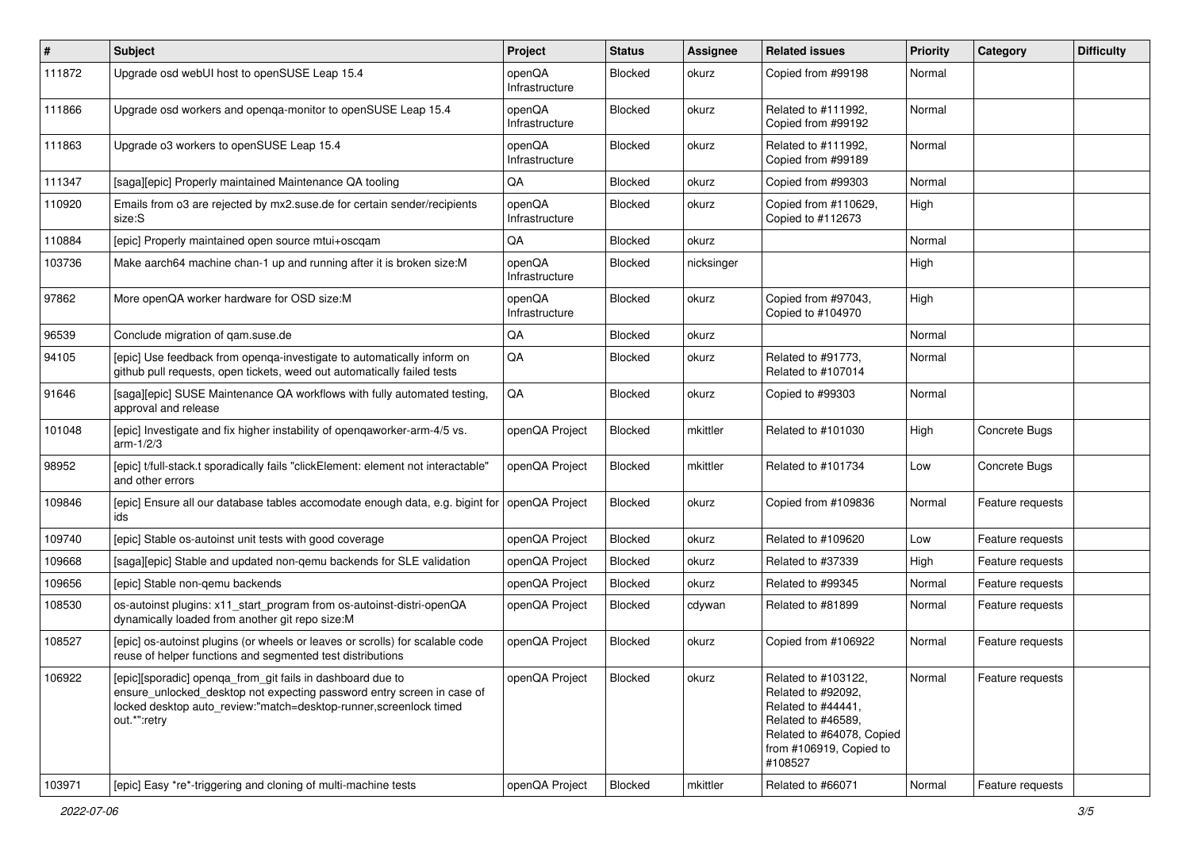| # | Subject | Project | Status | Assignee | Related issues | Priority | Category | Difficulty |
|---|---|---|---|---|---|---|---|---|
| 111872 | Upgrade osd webUI host to openSUSE Leap 15.4 | openQA Infrastructure | Blocked | okurz | Copied from #99198 | Normal | | |
| 111866 | Upgrade osd workers and openqa-monitor to openSUSE Leap 15.4 | openQA Infrastructure | Blocked | okurz | Related to #111992, Copied from #99192 | Normal | | |
| 111863 | Upgrade o3 workers to openSUSE Leap 15.4 | openQA Infrastructure | Blocked | okurz | Related to #111992, Copied from #99189 | Normal | | |
| 111347 | [saga][epic] Properly maintained Maintenance QA tooling | QA | Blocked | okurz | Copied from #99303 | Normal | | |
| 110920 | Emails from o3 are rejected by mx2.suse.de for certain sender/recipients size:S | openQA Infrastructure | Blocked | okurz | Copied from #110629, Copied to #112673 | High | | |
| 110884 | [epic] Properly maintained open source mtui+oscqam | QA | Blocked | okurz | | Normal | | |
| 103736 | Make aarch64 machine chan-1 up and running after it is broken size:M | openQA Infrastructure | Blocked | nicksinger | | High | | |
| 97862 | More openQA worker hardware for OSD size:M | openQA Infrastructure | Blocked | okurz | Copied from #97043, Copied to #104970 | High | | |
| 96539 | Conclude migration of qam.suse.de | QA | Blocked | okurz | | Normal | | |
| 94105 | [epic] Use feedback from openqa-investigate to automatically inform on github pull requests, open tickets, weed out automatically failed tests | QA | Blocked | okurz | Related to #91773, Related to #107014 | Normal | | |
| 91646 | [saga][epic] SUSE Maintenance QA workflows with fully automated testing, approval and release | QA | Blocked | okurz | Copied to #99303 | Normal | | |
| 101048 | [epic] Investigate and fix higher instability of openqaworker-arm-4/5 vs. arm-1/2/3 | openQA Project | Blocked | mkittler | Related to #101030 | High | Concrete Bugs | |
| 98952 | [epic] t/full-stack.t sporadically fails "clickElement: element not interactable" and other errors | openQA Project | Blocked | mkittler | Related to #101734 | Low | Concrete Bugs | |
| 109846 | [epic] Ensure all our database tables accomodate enough data, e.g. bigint for ids | openQA Project | Blocked | okurz | Copied from #109836 | Normal | Feature requests | |
| 109740 | [epic] Stable os-autoinst unit tests with good coverage | openQA Project | Blocked | okurz | Related to #109620 | Low | Feature requests | |
| 109668 | [saga][epic] Stable and updated non-qemu backends for SLE validation | openQA Project | Blocked | okurz | Related to #37339 | High | Feature requests | |
| 109656 | [epic] Stable non-qemu backends | openQA Project | Blocked | okurz | Related to #99345 | Normal | Feature requests | |
| 108530 | os-autoinst plugins: x11_start_program from os-autoinst-distri-openQA dynamically loaded from another git repo size:M | openQA Project | Blocked | cdywan | Related to #81899 | Normal | Feature requests | |
| 108527 | [epic] os-autoinst plugins (or wheels or leaves or scrolls) for scalable code reuse of helper functions and segmented test distributions | openQA Project | Blocked | okurz | Copied from #106922 | Normal | Feature requests | |
| 106922 | [epic][sporadic] openqa_from_git fails in dashboard due to ensure_unlocked_desktop not expecting password entry screen in case of locked desktop auto_review:"match=desktop-runner,screenlock timed out.*":retry | openQA Project | Blocked | okurz | Related to #103122, Related to #92092, Related to #44441, Related to #46589, Related to #64078, Copied from #106919, Copied to #108527 | Normal | Feature requests | |
| 103971 | [epic] Easy *re*-triggering and cloning of multi-machine tests | openQA Project | Blocked | mkittler | Related to #66071 | Normal | Feature requests | |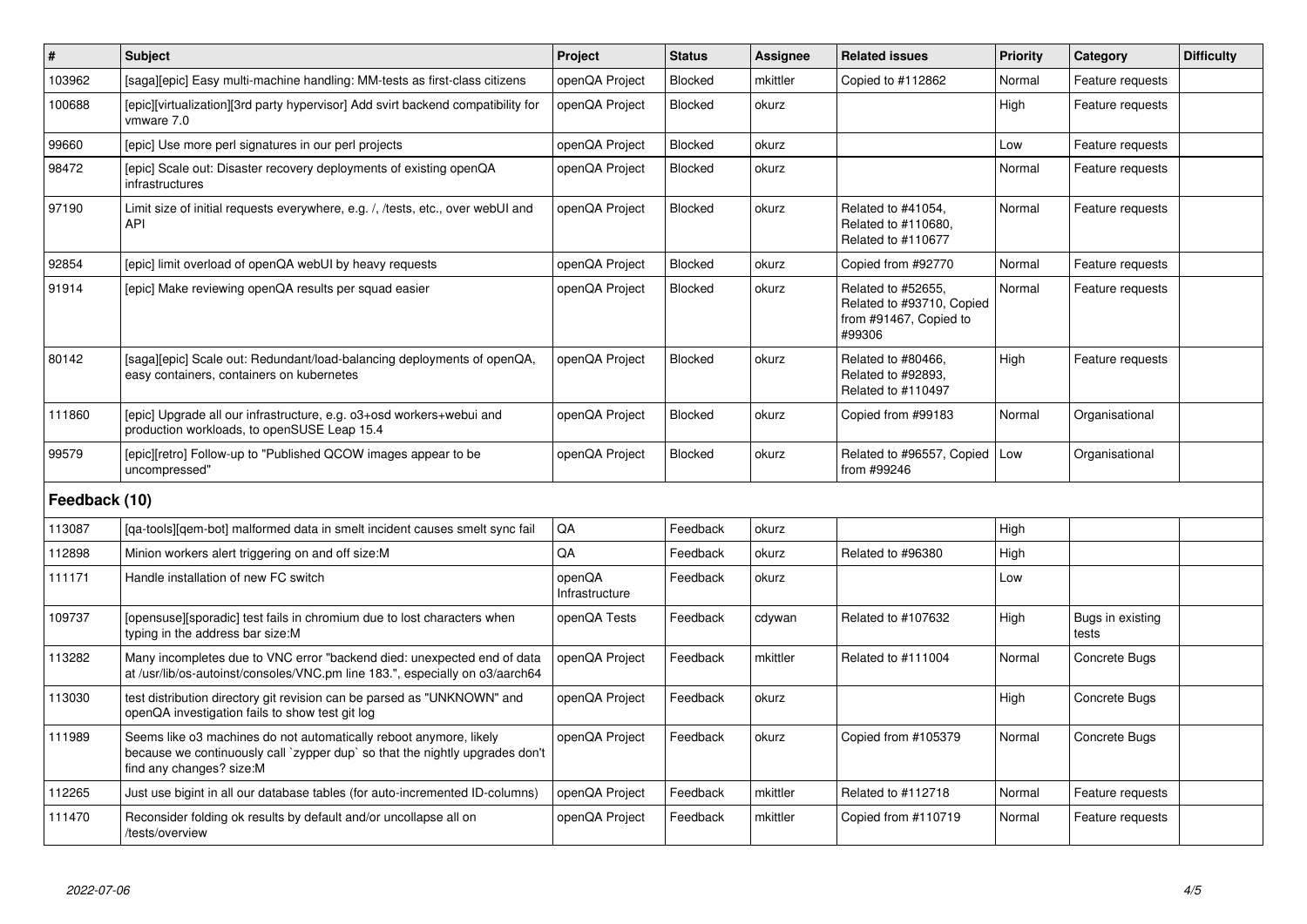| # | Subject | Project | Status | Assignee | Related issues | Priority | Category | Difficulty |
|---|---|---|---|---|---|---|---|---|
| 103962 | [saga][epic] Easy multi-machine handling: MM-tests as first-class citizens | openQA Project | Blocked | mkittler | Copied to #112862 | Normal | Feature requests | |
| 100688 | [epic][virtualization][3rd party hypervisor] Add svirt backend compatibility for vmware 7.0 | openQA Project | Blocked | okurz | | High | Feature requests | |
| 99660 | [epic] Use more perl signatures in our perl projects | openQA Project | Blocked | okurz | | Low | Feature requests | |
| 98472 | [epic] Scale out: Disaster recovery deployments of existing openQA infrastructures | openQA Project | Blocked | okurz | | Normal | Feature requests | |
| 97190 | Limit size of initial requests everywhere, e.g. /, /tests, etc., over webUI and API | openQA Project | Blocked | okurz | Related to #41054, Related to #110680, Related to #110677 | Normal | Feature requests | |
| 92854 | [epic] limit overload of openQA webUI by heavy requests | openQA Project | Blocked | okurz | Copied from #92770 | Normal | Feature requests | |
| 91914 | [epic] Make reviewing openQA results per squad easier | openQA Project | Blocked | okurz | Related to #52655, Related to #93710, Copied from #91467, Copied to #99306 | Normal | Feature requests | |
| 80142 | [saga][epic] Scale out: Redundant/load-balancing deployments of openQA, easy containers, containers on kubernetes | openQA Project | Blocked | okurz | Related to #80466, Related to #92893, Related to #110497 | High | Feature requests | |
| 111860 | [epic] Upgrade all our infrastructure, e.g. o3+osd workers+webui and production workloads, to openSUSE Leap 15.4 | openQA Project | Blocked | okurz | Copied from #99183 | Normal | Organisational | |
| 99579 | [epic][retro] Follow-up to "Published QCOW images appear to be uncompressed" | openQA Project | Blocked | okurz | Related to #96557, Copied from #99246 | Low | Organisational | |
| **Feedback (10)** | | | | | | | | |
| 113087 | [qa-tools][qem-bot] malformed data in smelt incident causes smelt sync fail | QA | Feedback | okurz | | High | | |
| 112898 | Minion workers alert triggering on and off size:M | QA | Feedback | okurz | Related to #96380 | High | | |
| 111171 | Handle installation of new FC switch | openQA Infrastructure | Feedback | okurz | | Low | | |
| 109737 | [opensuse][sporadic] test fails in chromium due to lost characters when typing in the address bar size:M | openQA Tests | Feedback | cdywan | Related to #107632 | High | Bugs in existing tests | |
| 113282 | Many incompletes due to VNC error "backend died: unexpected end of data at /usr/lib/os-autoinst/consoles/VNC.pm line 183.", especially on o3/aarch64 | openQA Project | Feedback | mkittler | Related to #111004 | Normal | Concrete Bugs | |
| 113030 | test distribution directory git revision can be parsed as "UNKNOWN" and openQA investigation fails to show test git log | openQA Project | Feedback | okurz | | High | Concrete Bugs | |
| 111989 | Seems like o3 machines do not automatically reboot anymore, likely because we continuously call `zypper dup` so that the nightly upgrades don't find any changes? size:M | openQA Project | Feedback | okurz | Copied from #105379 | Normal | Concrete Bugs | |
| 112265 | Just use bigint in all our database tables (for auto-incremented ID-columns) | openQA Project | Feedback | mkittler | Related to #112718 | Normal | Feature requests | |
| 111470 | Reconsider folding ok results by default and/or uncollapse all on /tests/overview | openQA Project | Feedback | mkittler | Copied from #110719 | Normal | Feature requests | |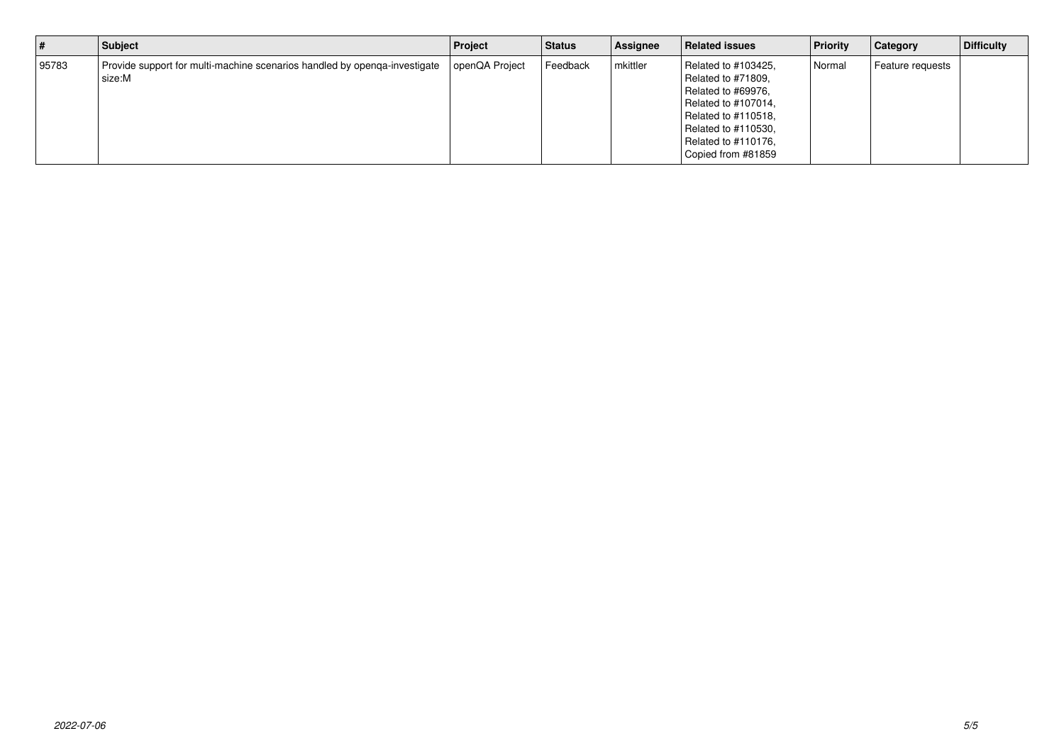| # | Subject | Project | Status | Assignee | Related issues | Priority | Category | Difficulty |
|---|---|---|---|---|---|---|---|---|
| 95783 | Provide support for multi-machine scenarios handled by openqa-investigate size:M | openQA Project | Feedback | mkittler | Related to #103425, Related to #71809, Related to #69976, Related to #107014, Related to #110518, Related to #110530, Related to #110176, Copied from #81859 | Normal | Feature requests | |